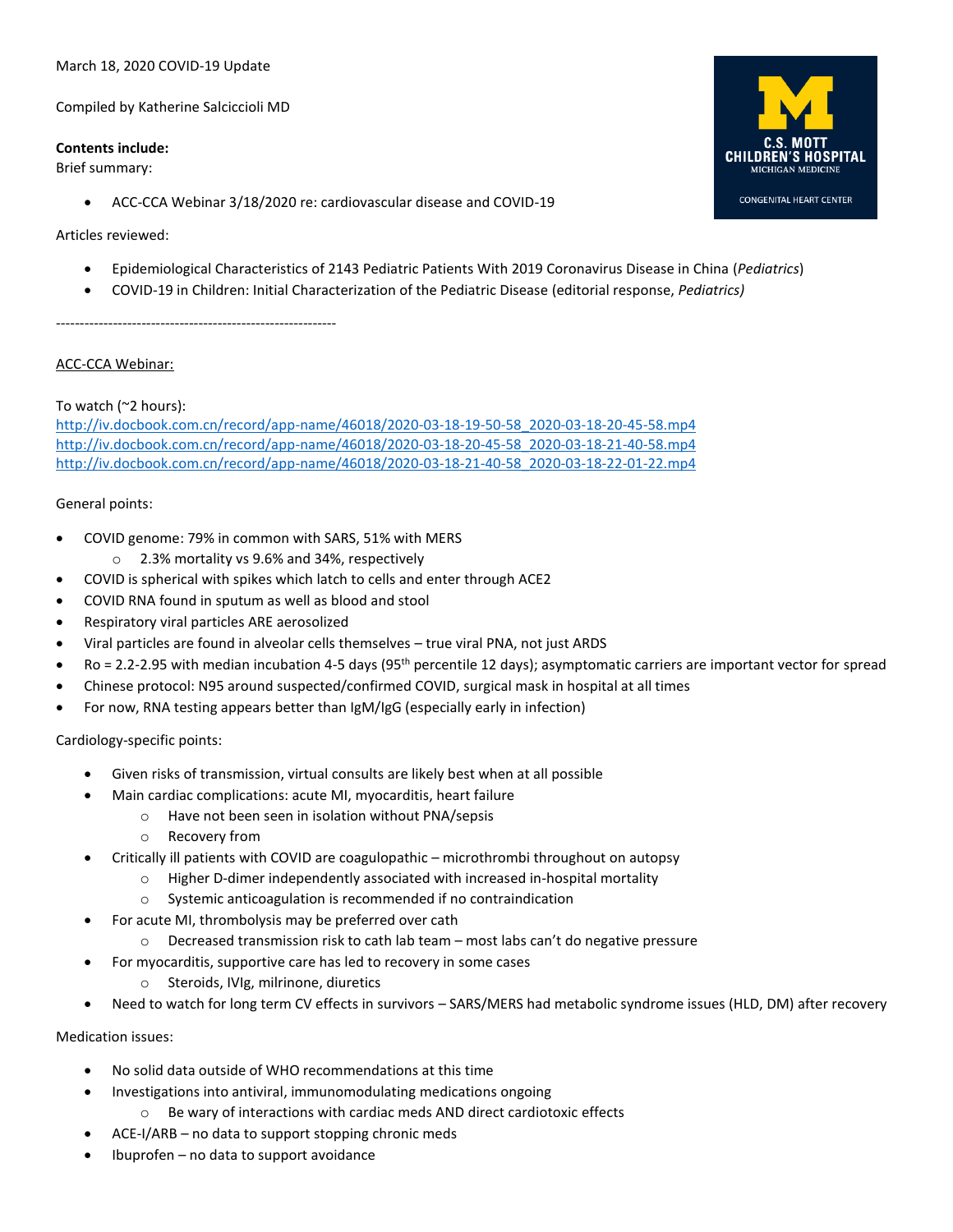March 18, 2020 COVID-19 Update

Compiled by Katherine Salcicciolli MD

**Contents include:**

Brief summary:

- ACC-CCA Webinar 3/18/2020 re: cardiovascular disease and COVID-19

Articles reviewed:

- Epidemiological Characteristics of 2143 Pediatric Patients With 2019 Coronavirus Disease in China (*Pediatrics*)
- COVID-19 in Children: Initial Characterization of the Pediatric Disease (editorial response, *Pediatrics)*

-----------------------------------------------------------

ACC-CCA Webinar:

To watch (~2 hours):
http://iv.docbook.com.cn/record/app-name/46018/2020-03-18-19-50-58_2020-03-18-20-45-58.mp4
http://iv.docbook.com.cn/record/app-name/46018/2020-03-18-20-45-58_2020-03-18-21-40-58.mp4
http://iv.docbook.com.cn/record/app-name/46018/2020-03-18-21-40-58_2020-03-18-22-01-22.mp4

General points:

- COVID genome: 79% in common with SARS, 51% with MERS
  - 2.3% mortality vs 9.6% and 34%, respectively
- COVID is spherical with spikes which latch to cells and enter through ACE2
- COVID RNA found in sputum as well as blood and stool
- Respiratory viral particles ARE aerosolized
- Viral particles are found in alveolar cells themselves – true viral PNA, not just ARDS
- Ro = 2.2-2.95 with median incubation 4-5 days (95th percentile 12 days); asymptomatic carriers are important vector for spread
- Chinese protocol: N95 around suspected/confirmed COVID, surgical mask in hospital at all times
- For now, RNA testing appears better than IgM/IgG (especially early in infection)

Cardiology-specific points:

- Given risks of transmission, virtual consults are likely best when at all possible
- Main cardiac complications: acute MI, myocarditis, heart failure
  - Have not been seen in isolation without PNA/sepsis
  - Recovery from
- Critically ill patients with COVID are coagulopathic – microthrombi throughout on autopsy
  - Higher D-dimer independently associated with increased in-hospital mortality
  - Systemic anticoagulation is recommended if no contraindication
- For acute MI, thrombolysis may be preferred over cath
  - Decreased transmission risk to cath lab team – most labs can't do negative pressure
- For myocarditis, supportive care has led to recovery in some cases
  - Steroids, IVIg, milrinone, diuretics
- Need to watch for long term CV effects in survivors – SARS/MERS had metabolic syndrome issues (HLD, DM) after recovery

Medication issues:

- No solid data outside of WHO recommendations at this time
- Investigations into antiviral, immunomodulating medications ongoing
  - Be wary of interactions with cardiac meds AND direct cardiotoxic effects
- ACE-I/ARB – no data to support stopping chronic meds
- Ibuprofen – no data to support avoidance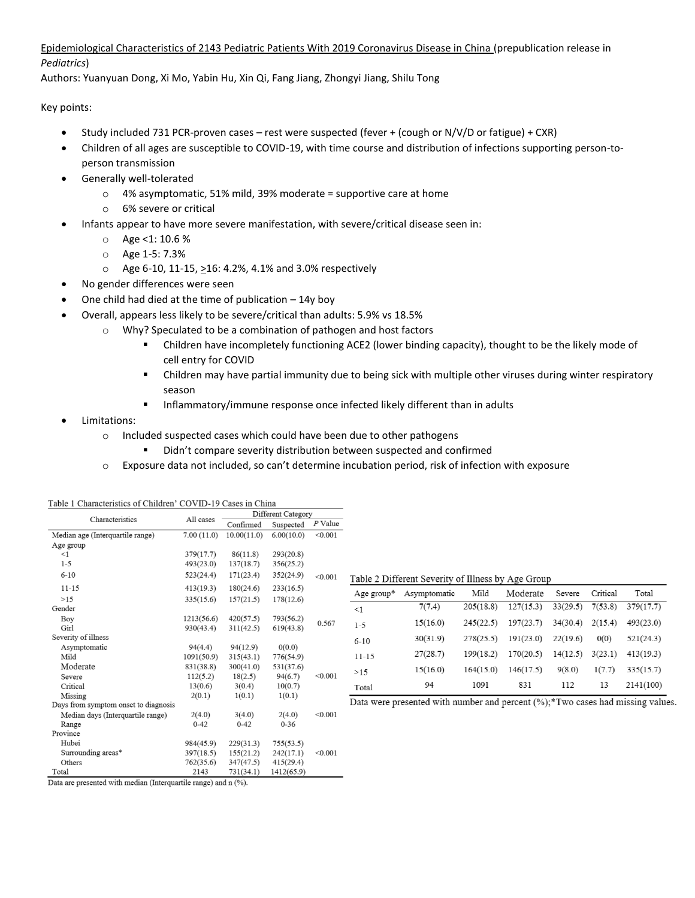Epidemiological Characteristics of 2143 Pediatric Patients With 2019 Coronavirus Disease in China (prepublication release in *Pediatrics*)

Authors: Yuanyuan Dong, Xi Mo, Yabin Hu, Xin Qi, Fang Jiang, Zhongyi Jiang, Shilu Tong

Key points:

- Study included 731 PCR-proven cases – rest were suspected (fever + (cough or N/V/D or fatigue) + CXR)
- Children of all ages are susceptible to COVID-19, with time course and distribution of infections supporting person-to-person transmission
- Generally well-tolerated
  - 4% asymptomatic, 51% mild, 39% moderate = supportive care at home
  - 6% severe or critical
- Infants appear to have more severe manifestation, with severe/critical disease seen in:
  - Age <1: 10.6 %
  - Age 1-5: 7.3%
  - Age 6-10, 11-15, >16: 4.2%, 4.1% and 3.0% respectively
- No gender differences were seen
- One child had died at the time of publication – 14y boy
- Overall, appears less likely to be severe/critical than adults: 5.9% vs 18.5%
  - Why? Speculated to be a combination of pathogen and host factors
    - Children have incompletely functioning ACE2 (lower binding capacity), thought to be the likely mode of cell entry for COVID
    - Children may have partial immunity due to being sick with multiple other viruses during winter respiratory season
    - Inflammatory/immune response once infected likely different than in adults
- Limitations:
  - Included suspected cases which could have been due to other pathogens
    - Didn't compare severity distribution between suspected and confirmed
  - Exposure data not included, so can't determine incubation period, risk of infection with exposure

Table 1 Characteristics of Children' COVID-19 Cases in China

| Characteristics | All cases | Different Category | | |
|---|---|---|---|---|
| | | Confirmed | Suspected | P Value |
| Median age (Interquartile range) | 7.00 (11.0) | 10.00(11.0) | 6.00(10.0) | <0.001 |
| Age group | | | | |
| <1 | 379(17.7) | 86(11.8) | 293(20.8) | |
| 1-5 | 493(23.0) | 137(18.7) | 356(25.2) | |
| 6-10 | 523(24.4) | 171(23.4) | 352(24.9) | <0.001 |
| 11-15 | 413(19.3) | 180(24.6) | 233(16.5) | |
| >15 | 335(15.6) | 157(21.5) | 178(12.6) | |
| Gender | | | | |
| Boy | 1213(56.6) | 420(57.5) | 793(56.2) | 0.567 |
| Girl | 930(43.4) | 311(42.5) | 619(43.8) | |
| Severity of illness | | | | |
| Asymptomatic | 94(4.4) | 94(12.9) | 0(0.0) | |
| Mild | 1091(50.9) | 315(43.1) | 776(54.9) | |
| Moderate | 831(38.8) | 300(41.0) | 531(37.6) | |
| Severe | 112(5.2) | 18(2.5) | 94(6.7) | <0.001 |
| Critical | 13(0.6) | 3(0.4) | 10(0.7) | |
| Missing | 2(0.1) | 1(0.1) | 1(0.1) | |
| Days from symptom onset to diagnosis | | | | |
| Median days (Interquartile range) | 2(4.0) | 3(4.0) | 2(4.0) | <0.001 |
| Range | 0-42 | 0-42 | 0-36 | |
| Province | | | | |
| Hubei | 984(45.9) | 229(31.3) | 755(53.5) | |
| Surrounding areas* | 397(18.5) | 155(21.2) | 242(17.1) | <0.001 |
| Others | 762(35.6) | 347(47.5) | 415(29.4) | |
| Total | 2143 | 731(34.1) | 1412(65.9) | |

Data are presented with median (Interquartile range) and n (%).

Table 2 Different Severity of Illness by Age Group

| Age group* | Asymptomatic | Mild | Moderate | Severe | Critical | Total |
|---|---|---|---|---|---|---|
| <1 | 7(7.4) | 205(18.8) | 127(15.3) | 33(29.5) | 7(53.8) | 379(17.7) |
| 1-5 | 15(16.0) | 245(22.5) | 197(23.7) | 34(30.4) | 2(15.4) | 493(23.0) |
| 6-10 | 30(31.9) | 278(25.5) | 191(23.0) | 22(19.6) | 0(0) | 521(24.3) |
| 11-15 | 27(28.7) | 199(18.2) | 170(20.5) | 14(12.5) | 3(23.1) | 413(19.3) |
| >15 | 15(16.0) | 164(15.0) | 146(17.5) | 9(8.0) | 1(7.7) | 335(15.7) |
| Total | 94 | 1091 | 831 | 112 | 13 | 2141(100) |

Data were presented with number and percent (%);*Two cases had missing values.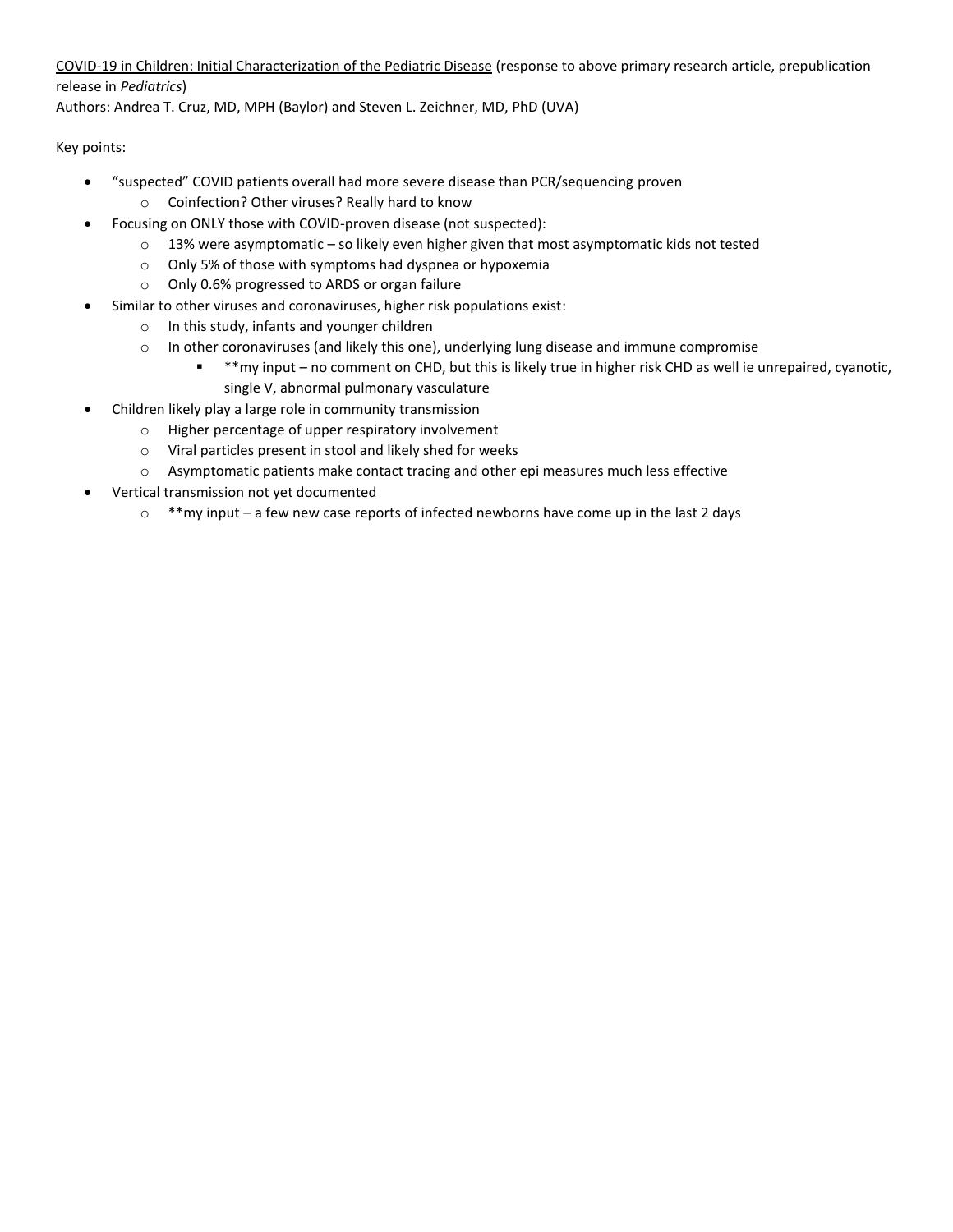<u>COVID-19 in Children: Initial Characterization of the Pediatric Disease</u> (response to above primary research article, prepublication release in *Pediatrics*)
Authors: Andrea T. Cruz, MD, MPH (Baylor) and Steven L. Zeichner, MD, PhD (UVA)

Key points:

- "suspected" COVID patients overall had more severe disease than PCR/sequencing proven
  - Coinfection? Other viruses? Really hard to know
- Focusing on ONLY those with COVID-proven disease (not suspected):
  - 13% were asymptomatic – so likely even higher given that most asymptomatic kids not tested
  - Only 5% of those with symptoms had dyspnea or hypoxemia
  - Only 0.6% progressed to ARDS or organ failure
- Similar to other viruses and coronaviruses, higher risk populations exist:
  - In this study, infants and younger children
  - In other coronaviruses (and likely this one), underlying lung disease and immune compromise
    - **my input – no comment on CHD, but this is likely true in higher risk CHD as well ie unrepaired, cyanotic, single V, abnormal pulmonary vasculature
- Children likely play a large role in community transmission
  - Higher percentage of upper respiratory involvement
  - Viral particles present in stool and likely shed for weeks
  - Asymptomatic patients make contact tracing and other epi measures much less effective
- Vertical transmission not yet documented
  - **my input – a few new case reports of infected newborns have come up in the last 2 days